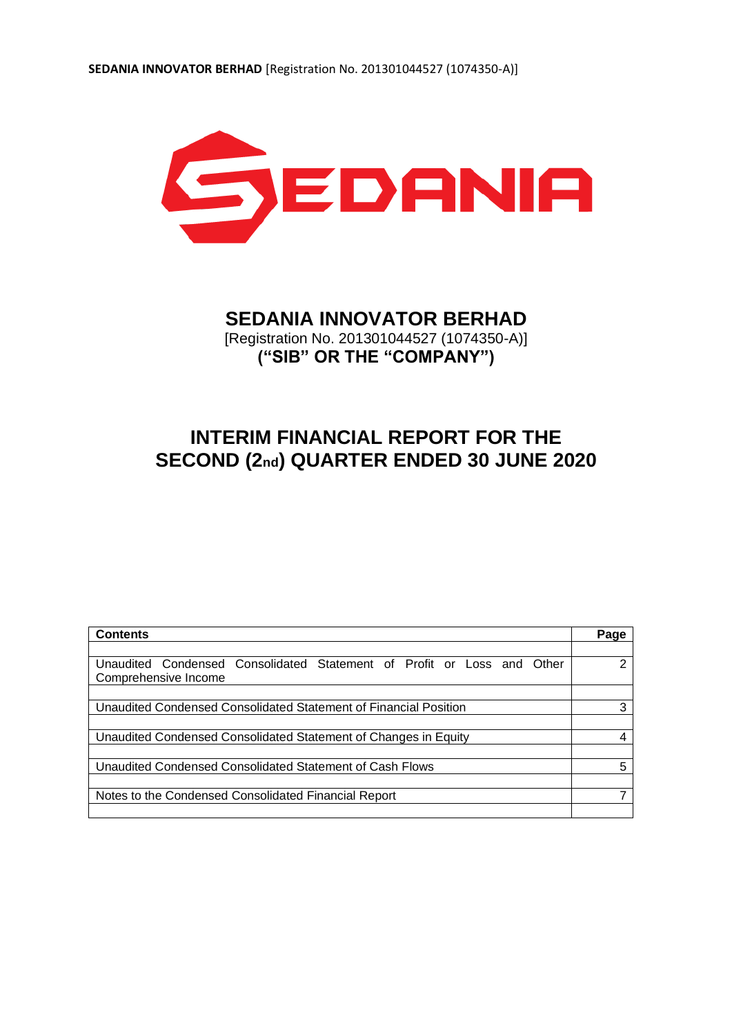# SEDANIA INNOVATOR BERHAD

[Registration No. 201301044527 (1074350-A)]

**("SIB" OR THE "COMPANY")**

## INTERIM FINANCIAL REPORT FOR THE SECOND (2nd) QUARTER ENDED 30 JUNE 2020

| Contents | Page |
|---|---|
| | |
| Unaudited Condensed Consolidated Statement of Profit or Loss and Other Comprehensive Income | 2 |
| | |
| Unaudited Condensed Consolidated Statement of Financial Position | 3 |
| | |
| Unaudited Condensed Consolidated Statement of Changes in Equity | 4 |
| | |
| Unaudited Condensed Consolidated Statement of Cash Flows | 5 |
| | |
| Notes to the Condensed Consolidated Financial Report | 7 |
| | |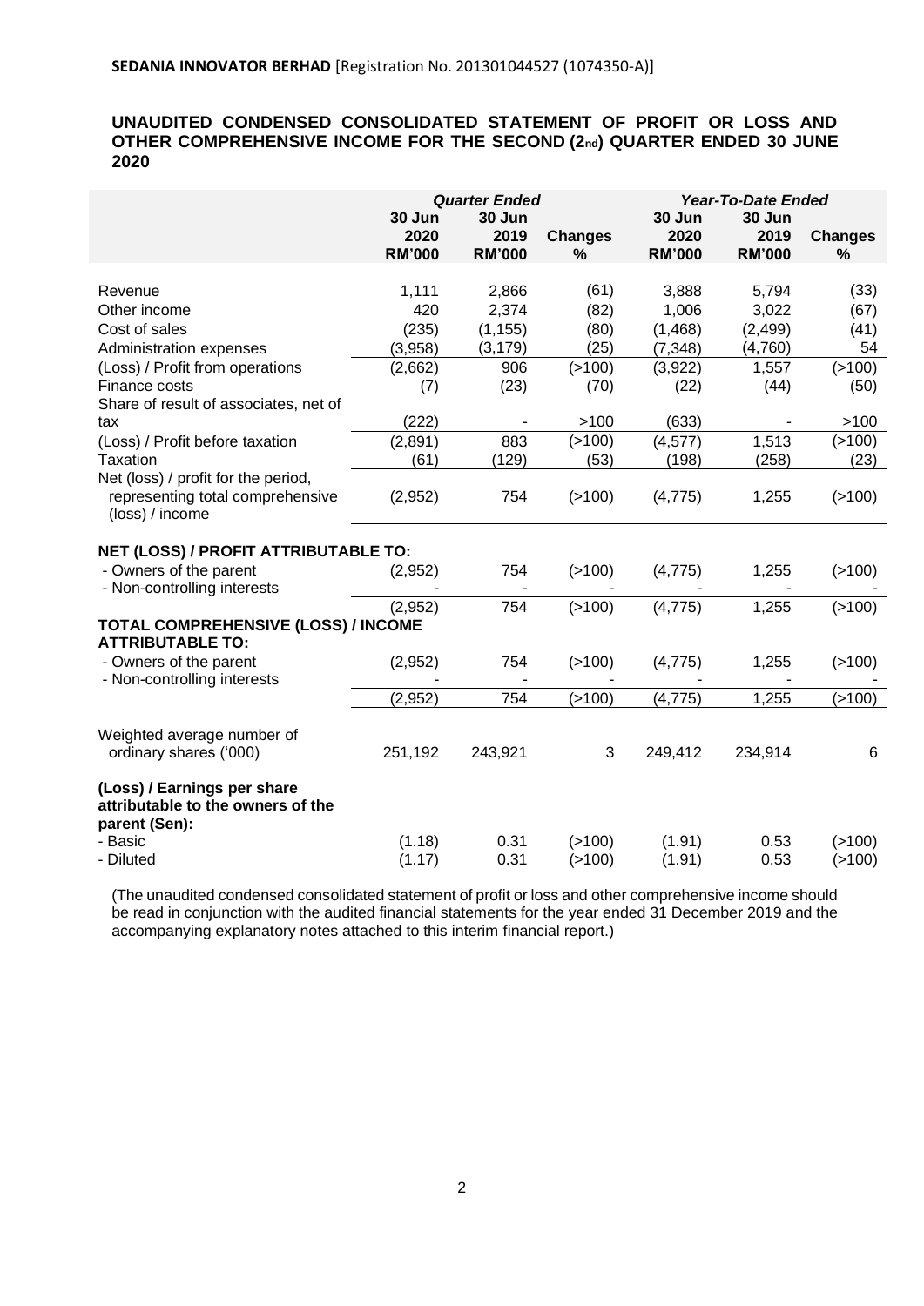**SEDANIA INNOVATOR BERHAD** [Registration No. 201301044527 (1074350-A)]

## UNAUDITED CONDENSED CONSOLIDATED STATEMENT OF PROFIT OR LOSS AND OTHER COMPREHENSIVE INCOME FOR THE SECOND (2nd) QUARTER ENDED 30 JUNE 2020

| | *Quarter Ended* | | | *Year-To-Date Ended* | | |
|---|---|---|---|---|---|---|
| | **30 Jun 2020 RM'000** | **30 Jun 2019 RM'000** | **Changes %** | **30 Jun 2020 RM'000** | **30 Jun 2019 RM'000** | **Changes %** |
| Revenue | 1,111 | 2,866 | (61) | 3,888 | 5,794 | (33) |
| Other income | 420 | 2,374 | (82) | 1,006 | 3,022 | (67) |
| Cost of sales | (235) | (1,155) | (80) | (1,468) | (2,499) | (41) |
| Administration expenses | (3,958) | (3,179) | (25) | (7,348) | (4,760) | 54 |
| (Loss) / Profit from operations | (2,662) | 906 | (>100) | (3,922) | 1,557 | (>100) |
| Finance costs | (7) | (23) | (70) | (22) | (44) | (50) |
| Share of result of associates, net of tax | (222) | - | >100 | (633) | - | >100 |
| (Loss) / Profit before taxation | (2,891) | 883 | (>100) | (4,577) | 1,513 | (>100) |
| Taxation | (61) | (129) | (53) | (198) | (258) | (23) |
| Net (loss) / profit for the period, representing total comprehensive (loss) / income | (2,952) | 754 | (>100) | (4,775) | 1,255 | (>100) |
| **NET (LOSS) / PROFIT ATTRIBUTABLE TO:** | | | | | | |
| - Owners of the parent | (2,952) | 754 | (>100) | (4,775) | 1,255 | (>100) |
| - Non-controlling interests | - | - | - | - | - | - |
| | (2,952) | 754 | (>100) | (4,775) | 1,255 | (>100) |
| **TOTAL COMPREHENSIVE (LOSS) / INCOME ATTRIBUTABLE TO:** | | | | | | |
| - Owners of the parent | (2,952) | 754 | (>100) | (4,775) | 1,255 | (>100) |
| - Non-controlling interests | - | - | - | - | - | - |
| | (2,952) | 754 | (>100) | (4,775) | 1,255 | (>100) |
| Weighted average number of ordinary shares ('000) | 251,192 | 243,921 | 3 | 249,412 | 234,914 | 6 |
| **(Loss) / Earnings per share attributable to the owners of the parent (Sen):** | | | | | | |
| - Basic | (1.18) | 0.31 | (>100) | (1.91) | 0.53 | (>100) |
| - Diluted | (1.17) | 0.31 | (>100) | (1.91) | 0.53 | (>100) |

(The unaudited condensed consolidated statement of profit or loss and other comprehensive income should be read in conjunction with the audited financial statements for the year ended 31 December 2019 and the accompanying explanatory notes attached to this interim financial report.)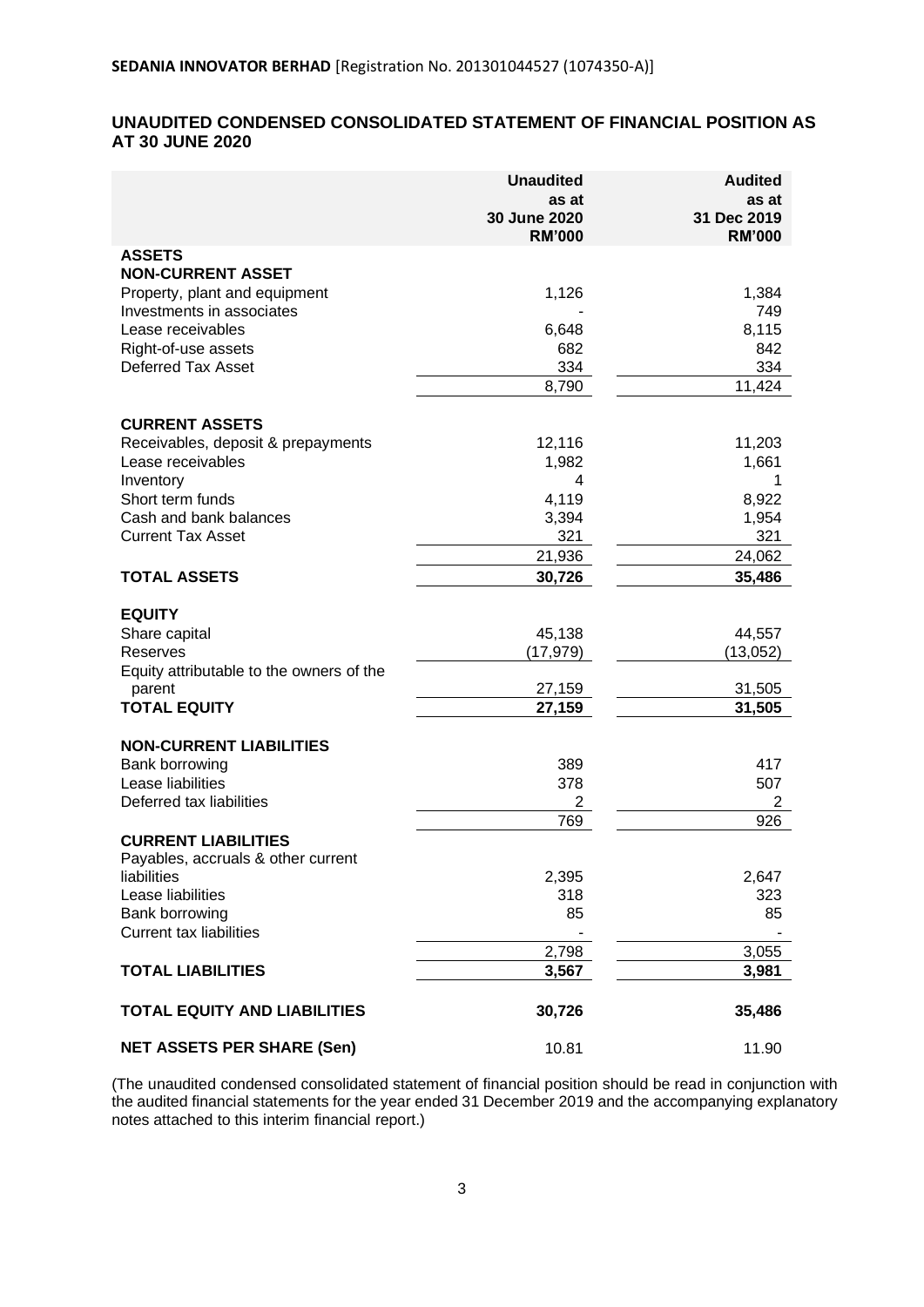**SEDANIA INNOVATOR BERHAD** [Registration No. 201301044527 (1074350-A)]

## UNAUDITED CONDENSED CONSOLIDATED STATEMENT OF FINANCIAL POSITION AS AT 30 JUNE 2020

| | Unaudited as at 30 June 2020 RM'000 | Audited as at 31 Dec 2019 RM'000 |
|---|---|---|
| **ASSETS** | | |
| **NON-CURRENT ASSET** | | |
| Property, plant and equipment | 1,126 | 1,384 |
| Investments in associates | - | 749 |
| Lease receivables | 6,648 | 8,115 |
| Right-of-use assets | 682 | 842 |
| Deferred Tax Asset | 334 | 334 |
| | 8,790 | 11,424 |
| **CURRENT ASSETS** | | |
| Receivables, deposit & prepayments | 12,116 | 11,203 |
| Lease receivables | 1,982 | 1,661 |
| Inventory | 4 | 1 |
| Short term funds | 4,119 | 8,922 |
| Cash and bank balances | 3,394 | 1,954 |
| Current Tax Asset | 321 | 321 |
| | 21,936 | 24,062 |
| **TOTAL ASSETS** | **30,726** | **35,486** |
| **EQUITY** | | |
| Share capital | 45,138 | 44,557 |
| Reserves | (17,979) | (13,052) |
| Equity attributable to the owners of the parent | 27,159 | 31,505 |
| **TOTAL EQUITY** | **27,159** | **31,505** |
| **NON-CURRENT LIABILITIES** | | |
| Bank borrowing | 389 | 417 |
| Lease liabilities | 378 | 507 |
| Deferred tax liabilities | 2 | 2 |
| | 769 | 926 |
| **CURRENT LIABILITIES** | | |
| Payables, accruals & other current liabilities | 2,395 | 2,647 |
| Lease liabilities | 318 | 323 |
| Bank borrowing | 85 | 85 |
| Current tax liabilities | - | - |
| | 2,798 | 3,055 |
| **TOTAL LIABILITIES** | **3,567** | **3,981** |
| **TOTAL EQUITY AND LIABILITIES** | **30,726** | **35,486** |
| **NET ASSETS PER SHARE (Sen)** | 10.81 | 11.90 |

(The unaudited condensed consolidated statement of financial position should be read in conjunction with the audited financial statements for the year ended 31 December 2019 and the accompanying explanatory notes attached to this interim financial report.)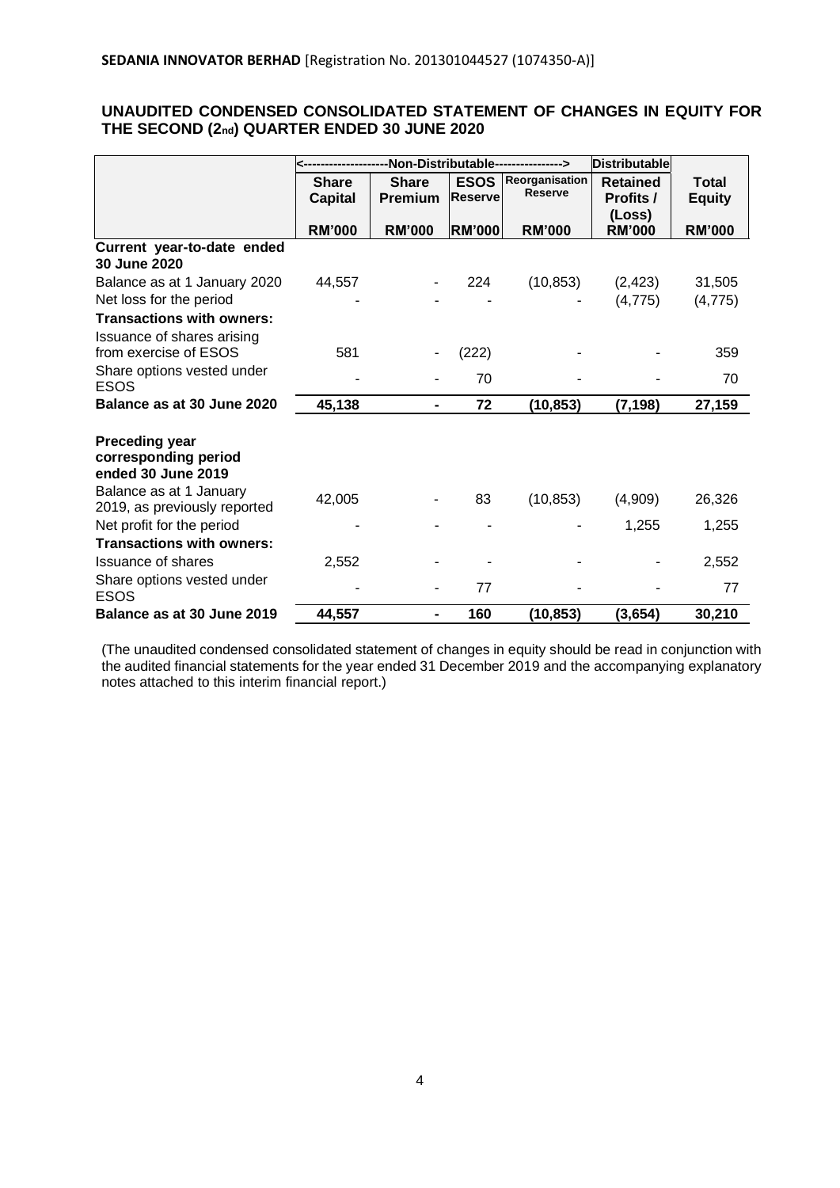**SEDANIA INNOVATOR BERHAD** [Registration No. 201301044527 (1074350-A)]

## UNAUDITED CONDENSED CONSOLIDATED STATEMENT OF CHANGES IN EQUITY FOR THE SECOND (2nd) QUARTER ENDED 30 JUNE 2020

| | <--------------------Non-Distributable----------------> | | | | Distributable | |
|---|---|---|---|---|---|---|
| | **Share Capital** | **Share Premium** | **ESOS Reserve** | **Reorganisation Reserve** | **Retained Profits / (Loss)** | **Total Equity** |
| | **RM'000** | **RM'000** | **RM'000** | **RM'000** | **RM'000** | **RM'000** |
| **Current year-to-date ended 30 June 2020** | | | | | | |
| Balance as at 1 January 2020 | 44,557 | - | 224 | (10,853) | (2,423) | 31,505 |
| Net loss for the period | - | - | - | - | (4,775) | (4,775) |
| **Transactions with owners:** | | | | | | |
| Issuance of shares arising from exercise of ESOS | 581 | - | (222) | - | - | 359 |
| Share options vested under ESOS | - | - | 70 | - | - | 70 |
| **Balance as at 30 June 2020** | **45,138** | **-** | **72** | **(10,853)** | **(7,198)** | **27,159** |
| | | | | | | |
| **Preceding year corresponding period ended 30 June 2019** | | | | | | |
| Balance as at 1 January 2019, as previously reported | 42,005 | - | 83 | (10,853) | (4,909) | 26,326 |
| Net profit for the period | - | - | - | - | 1,255 | 1,255 |
| **Transactions with owners:** | | | | | | |
| Issuance of shares | 2,552 | - | - | - | - | 2,552 |
| Share options vested under ESOS | - | - | 77 | - | - | 77 |
| **Balance as at 30 June 2019** | **44,557** | **-** | **160** | **(10,853)** | **(3,654)** | **30,210** |

(The unaudited condensed consolidated statement of changes in equity should be read in conjunction with the audited financial statements for the year ended 31 December 2019 and the accompanying explanatory notes attached to this interim financial report.)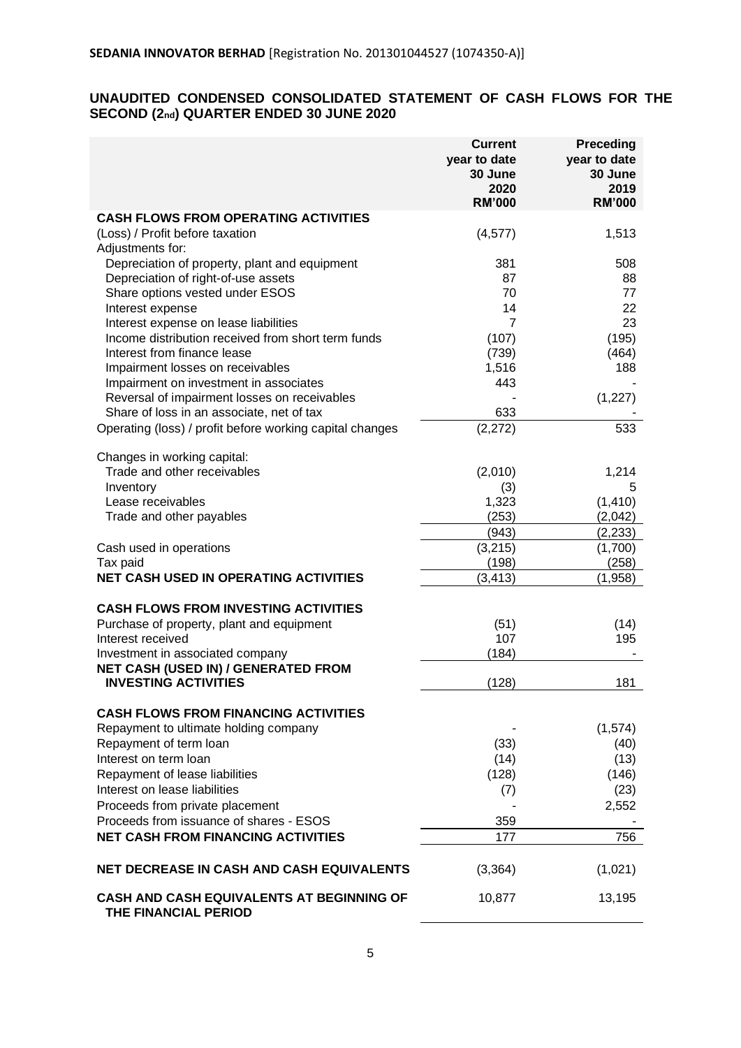**SEDANIA INNOVATOR BERHAD** [Registration No. 201301044527 (1074350-A)]

## UNAUDITED CONDENSED CONSOLIDATED STATEMENT OF CASH FLOWS FOR THE SECOND (2nd) QUARTER ENDED 30 JUNE 2020

| | Current year to date 30 June 2020 RM'000 | Preceding year to date 30 June 2019 RM'000 |
|---|---|---|
| **CASH FLOWS FROM OPERATING ACTIVITIES** | | |
| (Loss) / Profit before taxation | (4,577) | 1,513 |
| Adjustments for: | | |
| Depreciation of property, plant and equipment | 381 | 508 |
| Depreciation of right-of-use assets | 87 | 88 |
| Share options vested under ESOS | 70 | 77 |
| Interest expense | 14 | 22 |
| Interest expense on lease liabilities | 7 | 23 |
| Income distribution received from short term funds | (107) | (195) |
| Interest from finance lease | (739) | (464) |
| Impairment losses on receivables | 1,516 | 188 |
| Impairment on investment in associates | 443 | - |
| Reversal of impairment losses on receivables | - | (1,227) |
| Share of loss in an associate, net of tax | 633 | - |
| Operating (loss) / profit before working capital changes | (2,272) | 533 |
| | | |
| Changes in working capital: | | |
| Trade and other receivables | (2,010) | 1,214 |
| Inventory | (3) | 5 |
| Lease receivables | 1,323 | (1,410) |
| Trade and other payables | (253) | (2,042) |
| | (943) | (2,233) |
| Cash used in operations | (3,215) | (1,700) |
| Tax paid | (198) | (258) |
| **NET CASH USED IN OPERATING ACTIVITIES** | (3,413) | (1,958) |
| | | |
| **CASH FLOWS FROM INVESTING ACTIVITIES** | | |
| Purchase of property, plant and equipment | (51) | (14) |
| Interest received | 107 | 195 |
| Investment in associated company | (184) | - |
| **NET CASH (USED IN) / GENERATED FROM INVESTING ACTIVITIES** | (128) | 181 |
| | | |
| **CASH FLOWS FROM FINANCING ACTIVITIES** | | |
| Repayment to ultimate holding company | - | (1,574) |
| Repayment of term loan | (33) | (40) |
| Interest on term loan | (14) | (13) |
| Repayment of lease liabilities | (128) | (146) |
| Interest on lease liabilities | (7) | (23) |
| Proceeds from private placement | - | 2,552 |
| Proceeds from issuance of shares - ESOS | 359 | - |
| **NET CASH FROM FINANCING ACTIVITIES** | 177 | 756 |
| | | |
| **NET DECREASE IN CASH AND CASH EQUIVALENTS** | (3,364) | (1,021) |
| | | |
| **CASH AND CASH EQUIVALENTS AT BEGINNING OF THE FINANCIAL PERIOD** | 10,877 | 13,195 |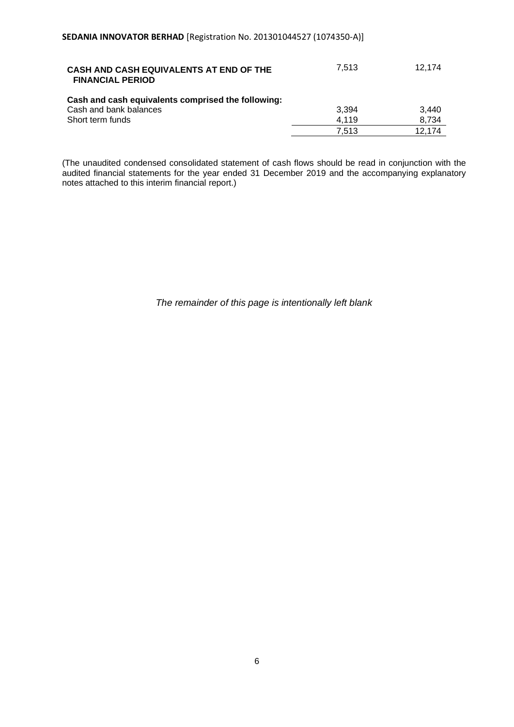| | | |
|---|---|---|
| **CASH AND CASH EQUIVALENTS AT END OF THE FINANCIAL PERIOD** | 7,513 | 12,174 |
| **Cash and cash equivalents comprised the following:** | | |
| Cash and bank balances | 3,394 | 3,440 |
| Short term funds | 4,119 | 8,734 |
| | 7,513 | 12,174 |

(The unaudited condensed consolidated statement of cash flows should be read in conjunction with the audited financial statements for the year ended 31 December 2019 and the accompanying explanatory notes attached to this interim financial report.)

*The remainder of this page is intentionally left blank*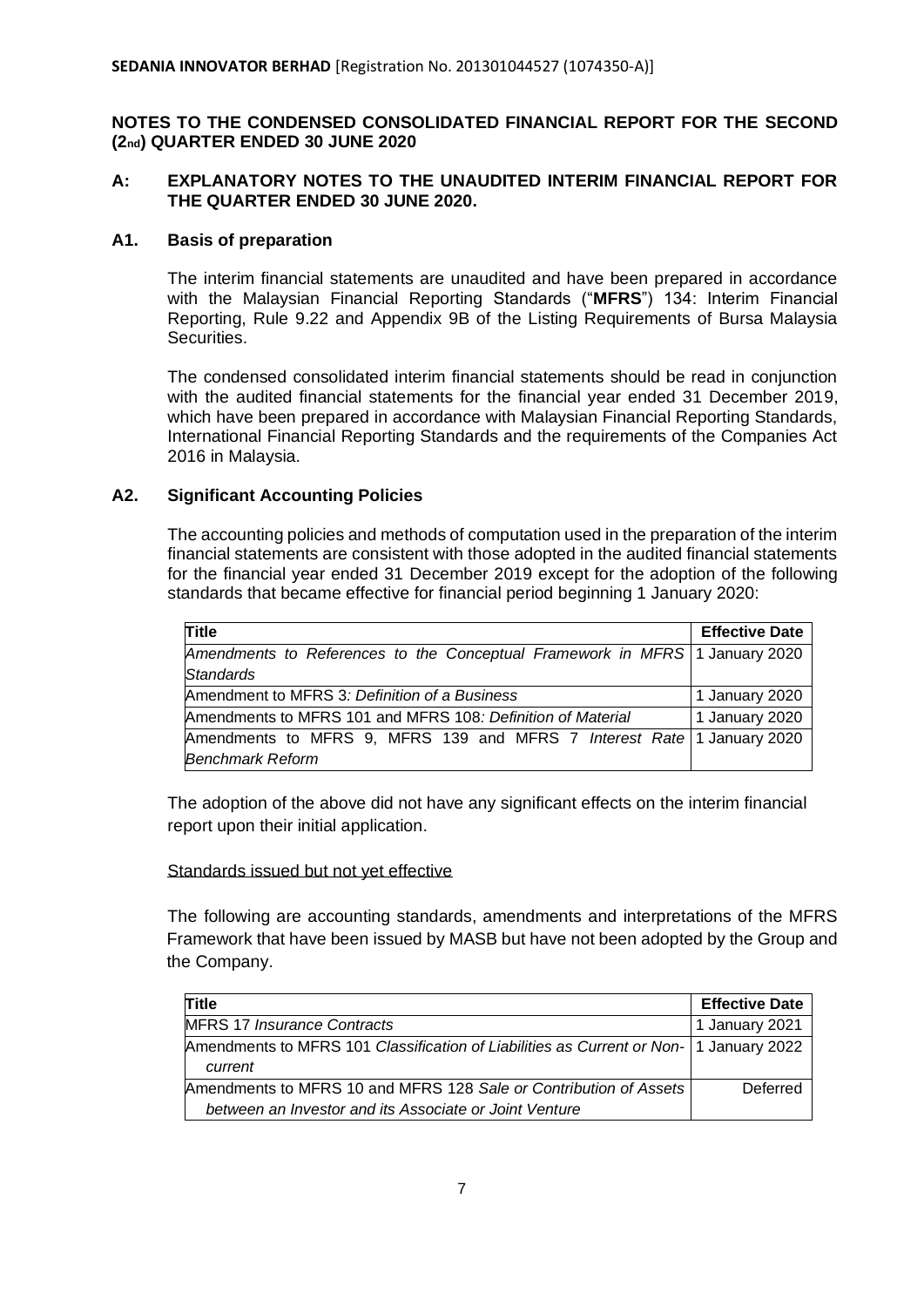**SEDANIA INNOVATOR BERHAD** [Registration No. 201301044527 (1074350-A)]

## NOTES TO THE CONDENSED CONSOLIDATED FINANCIAL REPORT FOR THE SECOND (2nd) QUARTER ENDED 30 JUNE 2020

## A: EXPLANATORY NOTES TO THE UNAUDITED INTERIM FINANCIAL REPORT FOR THE QUARTER ENDED 30 JUNE 2020.

### A1. Basis of preparation

The interim financial statements are unaudited and have been prepared in accordance with the Malaysian Financial Reporting Standards ("**MFRS**") 134: Interim Financial Reporting, Rule 9.22 and Appendix 9B of the Listing Requirements of Bursa Malaysia Securities.

The condensed consolidated interim financial statements should be read in conjunction with the audited financial statements for the financial year ended 31 December 2019, which have been prepared in accordance with Malaysian Financial Reporting Standards, International Financial Reporting Standards and the requirements of the Companies Act 2016 in Malaysia.

### A2. Significant Accounting Policies

The accounting policies and methods of computation used in the preparation of the interim financial statements are consistent with those adopted in the audited financial statements for the financial year ended 31 December 2019 except for the adoption of the following standards that became effective for financial period beginning 1 January 2020:

| Title | Effective Date |
|---|---|
| *Amendments to References to the Conceptual Framework in MFRS Standards* | 1 January 2020 |
| Amendment to MFRS 3*: Definition of a Business* | 1 January 2020 |
| Amendments to MFRS 101 and MFRS 108*: Definition of Material* | 1 January 2020 |
| Amendments to MFRS 9, MFRS 139 and MFRS 7 *Interest Rate Benchmark Reform* | 1 January 2020 |

The adoption of the above did not have any significant effects on the interim financial report upon their initial application.

Standards issued but not yet effective

The following are accounting standards, amendments and interpretations of the MFRS Framework that have been issued by MASB but have not been adopted by the Group and the Company.

| Title | Effective Date |
|---|---|
| MFRS 17 *Insurance Contracts* | 1 January 2021 |
| Amendments to MFRS 101 *Classification of Liabilities as Current or Non-current* | 1 January 2022 |
| Amendments to MFRS 10 and MFRS 128 *Sale or Contribution of Assets between an Investor and its Associate or Joint Venture* | Deferred |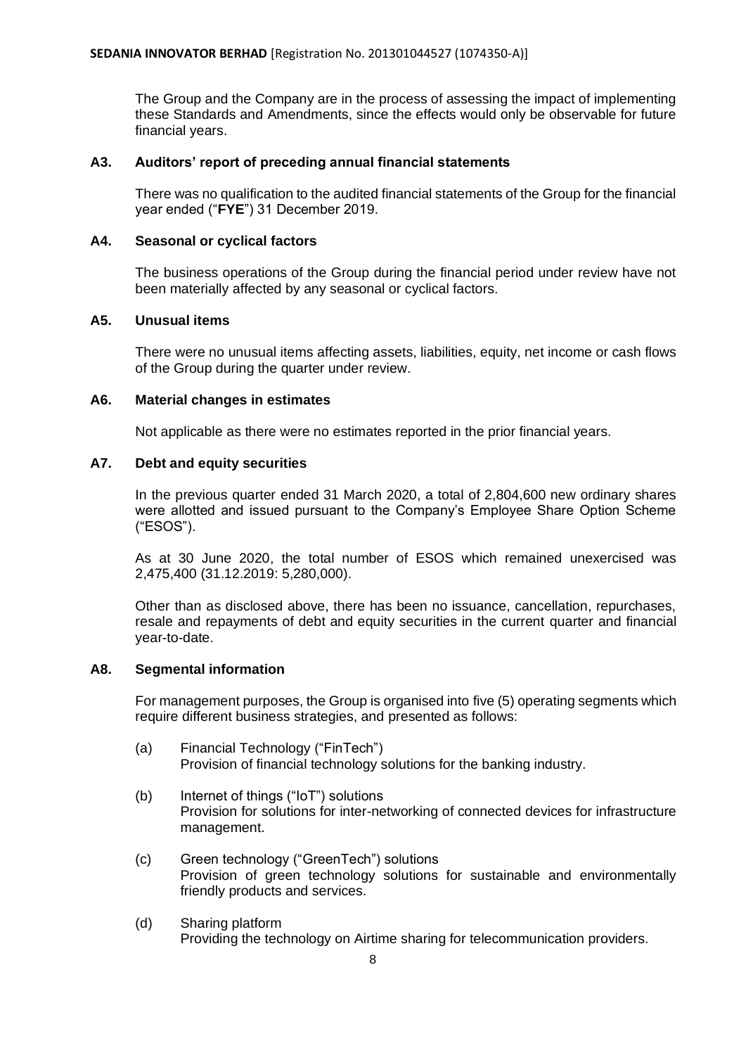The Group and the Company are in the process of assessing the impact of implementing these Standards and Amendments, since the effects would only be observable for future financial years.

### A3. Auditors' report of preceding annual financial statements

There was no qualification to the audited financial statements of the Group for the financial year ended ("**FYE**") 31 December 2019.

### A4. Seasonal or cyclical factors

The business operations of the Group during the financial period under review have not been materially affected by any seasonal or cyclical factors.

### A5. Unusual items

There were no unusual items affecting assets, liabilities, equity, net income or cash flows of the Group during the quarter under review.

### A6. Material changes in estimates

Not applicable as there were no estimates reported in the prior financial years.

### A7. Debt and equity securities

In the previous quarter ended 31 March 2020, a total of 2,804,600 new ordinary shares were allotted and issued pursuant to the Company's Employee Share Option Scheme ("ESOS").

As at 30 June 2020, the total number of ESOS which remained unexercised was 2,475,400 (31.12.2019: 5,280,000).

Other than as disclosed above, there has been no issuance, cancellation, repurchases, resale and repayments of debt and equity securities in the current quarter and financial year-to-date.

### A8. Segmental information

For management purposes, the Group is organised into five (5) operating segments which require different business strategies, and presented as follows:

(a) Financial Technology ("FinTech")
Provision of financial technology solutions for the banking industry.

(b) Internet of things ("IoT") solutions
Provision for solutions for inter-networking of connected devices for infrastructure management.

(c) Green technology ("GreenTech") solutions
Provision of green technology solutions for sustainable and environmentally friendly products and services.

(d) Sharing platform
Providing the technology on Airtime sharing for telecommunication providers.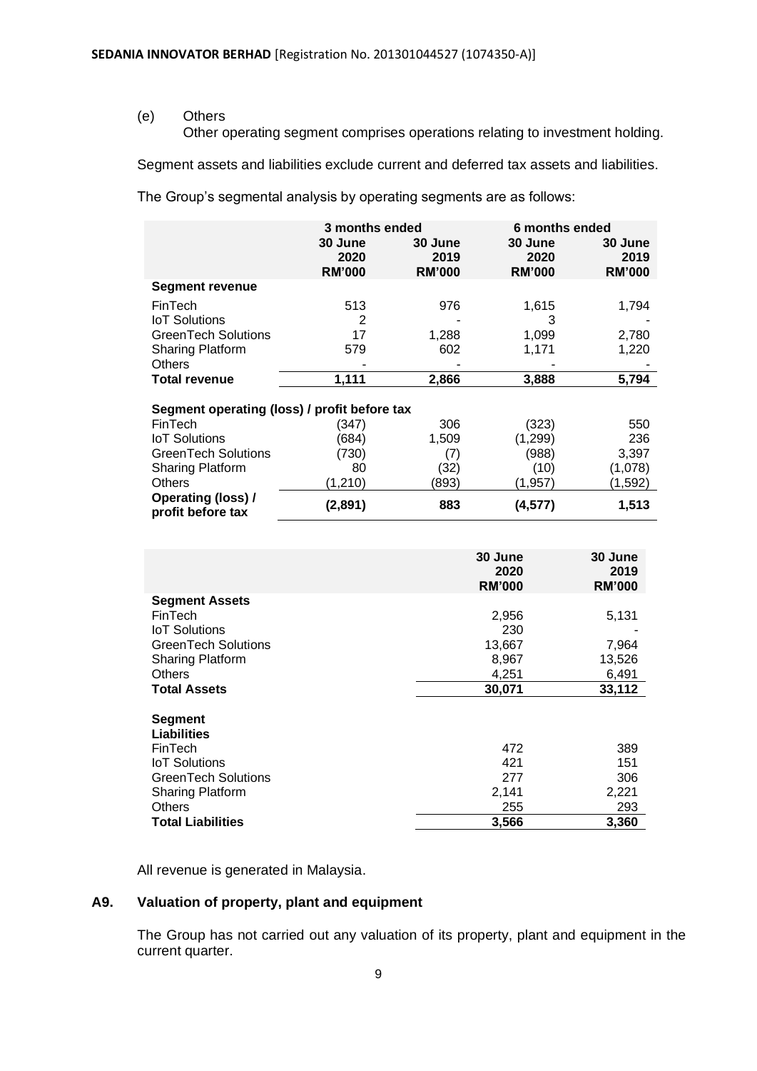(e) Others

Other operating segment comprises operations relating to investment holding.

Segment assets and liabilities exclude current and deferred tax assets and liabilities.

The Group's segmental analysis by operating segments are as follows:

| | 3 months ended | | 6 months ended | |
|---|---|---|---|---|
| | 30 June 2020 RM'000 | 30 June 2019 RM'000 | 30 June 2020 RM'000 | 30 June 2019 RM'000 |
| **Segment revenue** | | | | |
| FinTech | 513 | 976 | 1,615 | 1,794 |
| IoT Solutions | 2 | - | 3 | - |
| GreenTech Solutions | 17 | 1,288 | 1,099 | 2,780 |
| Sharing Platform | 579 | 602 | 1,171 | 1,220 |
| Others | - | - | - | - |
| **Total revenue** | **1,111** | **2,866** | **3,888** | **5,794** |
| **Segment operating (loss) / profit before tax** | | | | |
| FinTech | (347) | 306 | (323) | 550 |
| IoT Solutions | (684) | 1,509 | (1,299) | 236 |
| GreenTech Solutions | (730) | (7) | (988) | 3,397 |
| Sharing Platform | 80 | (32) | (10) | (1,078) |
| Others | (1,210) | (893) | (1,957) | (1,592) |
| **Operating (loss) / profit before tax** | **(2,891)** | **883** | **(4,577)** | **1,513** |

| | 30 June 2020 RM'000 | 30 June 2019 RM'000 |
|---|---|---|
| **Segment Assets** | | |
| FinTech | 2,956 | 5,131 |
| IoT Solutions | 230 | - |
| GreenTech Solutions | 13,667 | 7,964 |
| Sharing Platform | 8,967 | 13,526 |
| Others | 4,251 | 6,491 |
| **Total Assets** | **30,071** | **33,112** |
| **Segment Liabilities** | | |
| FinTech | 472 | 389 |
| IoT Solutions | 421 | 151 |
| GreenTech Solutions | 277 | 306 |
| Sharing Platform | 2,141 | 2,221 |
| Others | 255 | 293 |
| **Total Liabilities** | **3,566** | **3,360** |

All revenue is generated in Malaysia.

## A9. Valuation of property, plant and equipment

The Group has not carried out any valuation of its property, plant and equipment in the current quarter.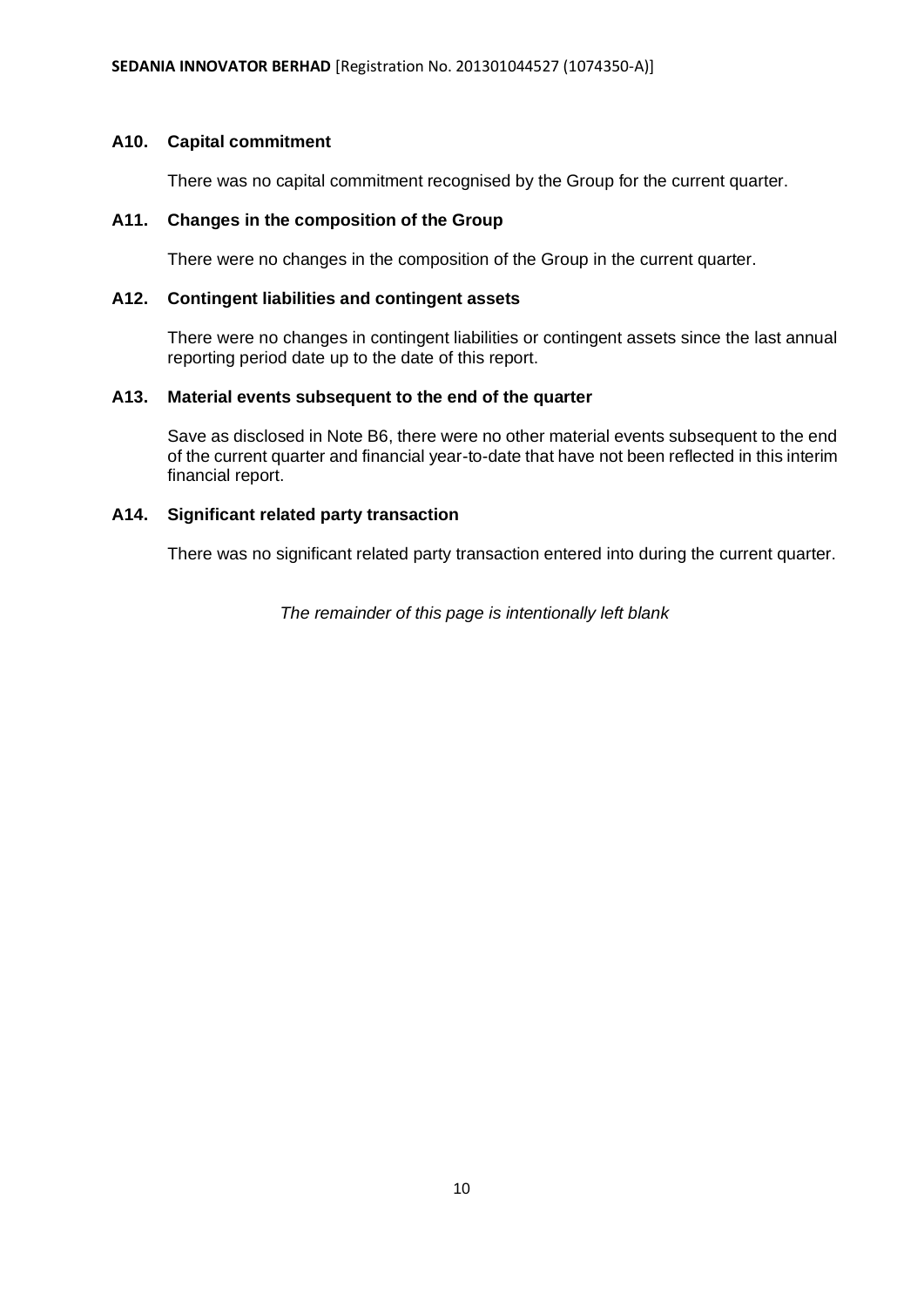### A10. Capital commitment

There was no capital commitment recognised by the Group for the current quarter.

### A11. Changes in the composition of the Group

There were no changes in the composition of the Group in the current quarter.

### A12. Contingent liabilities and contingent assets

There were no changes in contingent liabilities or contingent assets since the last annual reporting period date up to the date of this report.

### A13. Material events subsequent to the end of the quarter

Save as disclosed in Note B6, there were no other material events subsequent to the end of the current quarter and financial year-to-date that have not been reflected in this interim financial report.

### A14. Significant related party transaction

There was no significant related party transaction entered into during the current quarter.

*The remainder of this page is intentionally left blank*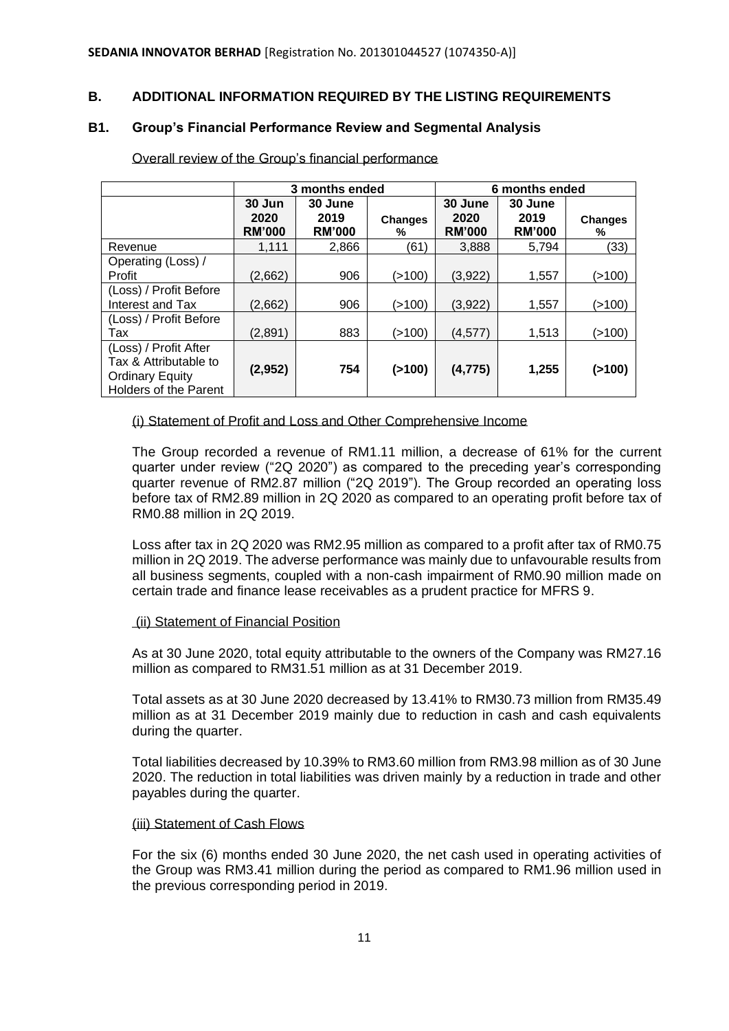**SEDANIA INNOVATOR BERHAD** [Registration No. 201301044527 (1074350-A)]

## B. ADDITIONAL INFORMATION REQUIRED BY THE LISTING REQUIREMENTS

### B1. Group's Financial Performance Review and Segmental Analysis

Overall review of the Group's financial performance

| | 3 months ended | | | 6 months ended | | |
|---|---|---|---|---|---|---|
| | **30 Jun 2020 RM'000** | **30 June 2019 RM'000** | **Changes %** | **30 June 2020 RM'000** | **30 June 2019 RM'000** | **Changes %** |
| Revenue | 1,111 | 2,866 | (61) | 3,888 | 5,794 | (33) |
| Operating (Loss) / Profit | (2,662) | 906 | (>100) | (3,922) | 1,557 | (>100) |
| (Loss) / Profit Before Interest and Tax | (2,662) | 906 | (>100) | (3,922) | 1,557 | (>100) |
| (Loss) / Profit Before Tax | (2,891) | 883 | (>100) | (4,577) | 1,513 | (>100) |
| (Loss) / Profit After Tax & Attributable to Ordinary Equity Holders of the Parent | **(2,952)** | **754** | **(>100)** | **(4,775)** | **1,255** | **(>100)** |

(i) Statement of Profit and Loss and Other Comprehensive Income

The Group recorded a revenue of RM1.11 million, a decrease of 61% for the current quarter under review ("2Q 2020") as compared to the preceding year's corresponding quarter revenue of RM2.87 million ("2Q 2019"). The Group recorded an operating loss before tax of RM2.89 million in 2Q 2020 as compared to an operating profit before tax of RM0.88 million in 2Q 2019.

Loss after tax in 2Q 2020 was RM2.95 million as compared to a profit after tax of RM0.75 million in 2Q 2019. The adverse performance was mainly due to unfavourable results from all business segments, coupled with a non-cash impairment of RM0.90 million made on certain trade and finance lease receivables as a prudent practice for MFRS 9.

(ii) Statement of Financial Position

As at 30 June 2020, total equity attributable to the owners of the Company was RM27.16 million as compared to RM31.51 million as at 31 December 2019.

Total assets as at 30 June 2020 decreased by 13.41% to RM30.73 million from RM35.49 million as at 31 December 2019 mainly due to reduction in cash and cash equivalents during the quarter.

Total liabilities decreased by 10.39% to RM3.60 million from RM3.98 million as of 30 June 2020. The reduction in total liabilities was driven mainly by a reduction in trade and other payables during the quarter.

(iii) Statement of Cash Flows

For the six (6) months ended 30 June 2020, the net cash used in operating activities of the Group was RM3.41 million during the period as compared to RM1.96 million used in the previous corresponding period in 2019.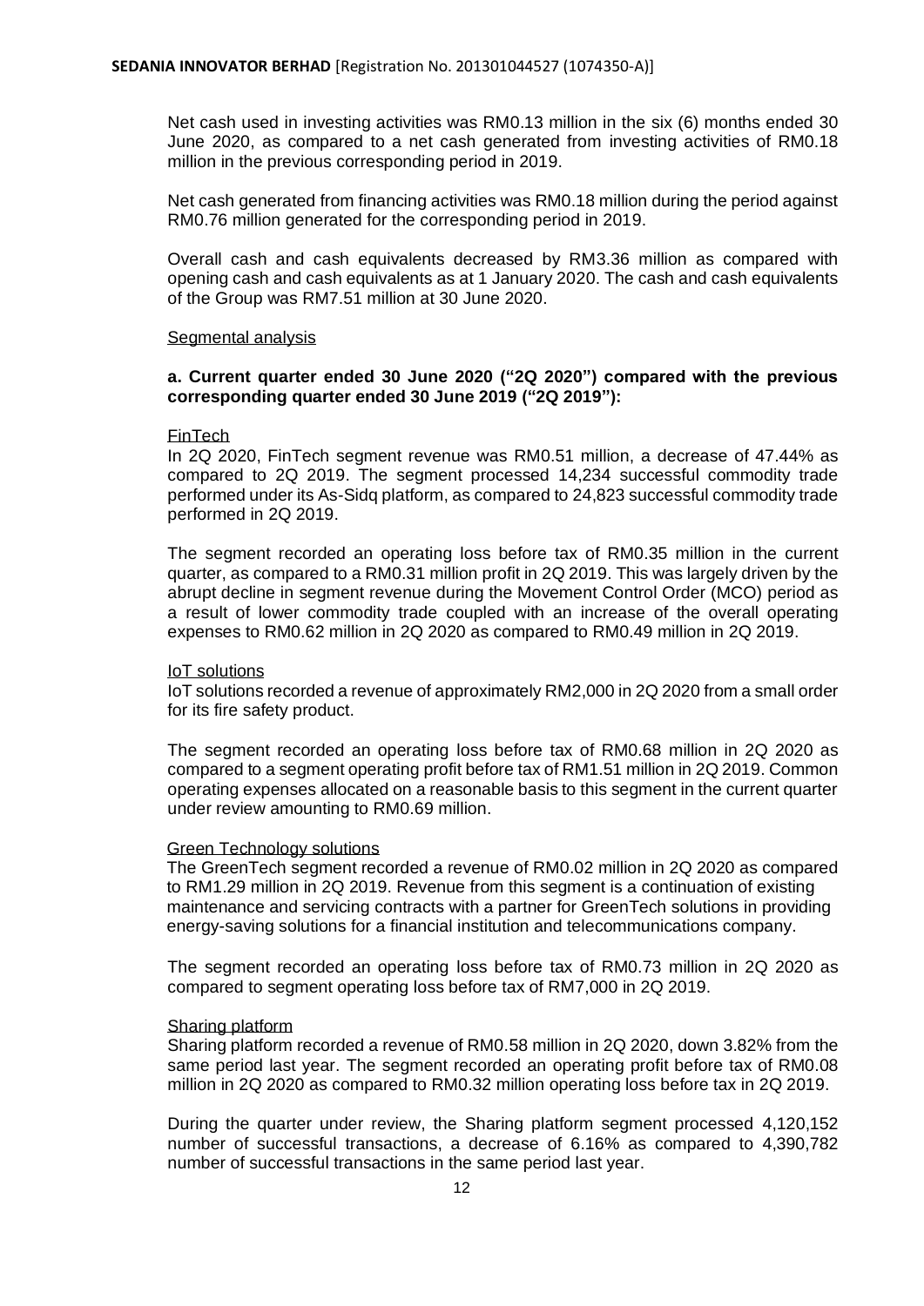Net cash used in investing activities was RM0.13 million in the six (6) months ended 30 June 2020, as compared to a net cash generated from investing activities of RM0.18 million in the previous corresponding period in 2019.

Net cash generated from financing activities was RM0.18 million during the period against RM0.76 million generated for the corresponding period in 2019.

Overall cash and cash equivalents decreased by RM3.36 million as compared with opening cash and cash equivalents as at 1 January 2020. The cash and cash equivalents of the Group was RM7.51 million at 30 June 2020.

Segmental analysis

**a. Current quarter ended 30 June 2020 ("2Q 2020") compared with the previous corresponding quarter ended 30 June 2019 ("2Q 2019"):**

FinTech

In 2Q 2020, FinTech segment revenue was RM0.51 million, a decrease of 47.44% as compared to 2Q 2019. The segment processed 14,234 successful commodity trade performed under its As-Sidq platform, as compared to 24,823 successful commodity trade performed in 2Q 2019.

The segment recorded an operating loss before tax of RM0.35 million in the current quarter, as compared to a RM0.31 million profit in 2Q 2019. This was largely driven by the abrupt decline in segment revenue during the Movement Control Order (MCO) period as a result of lower commodity trade coupled with an increase of the overall operating expenses to RM0.62 million in 2Q 2020 as compared to RM0.49 million in 2Q 2019.

IoT solutions

IoT solutions recorded a revenue of approximately RM2,000 in 2Q 2020 from a small order for its fire safety product.

The segment recorded an operating loss before tax of RM0.68 million in 2Q 2020 as compared to a segment operating profit before tax of RM1.51 million in 2Q 2019. Common operating expenses allocated on a reasonable basis to this segment in the current quarter under review amounting to RM0.69 million.

Green Technology solutions

The GreenTech segment recorded a revenue of RM0.02 million in 2Q 2020 as compared to RM1.29 million in 2Q 2019. Revenue from this segment is a continuation of existing maintenance and servicing contracts with a partner for GreenTech solutions in providing energy-saving solutions for a financial institution and telecommunications company.

The segment recorded an operating loss before tax of RM0.73 million in 2Q 2020 as compared to segment operating loss before tax of RM7,000 in 2Q 2019.

Sharing platform

Sharing platform recorded a revenue of RM0.58 million in 2Q 2020, down 3.82% from the same period last year. The segment recorded an operating profit before tax of RM0.08 million in 2Q 2020 as compared to RM0.32 million operating loss before tax in 2Q 2019.

During the quarter under review, the Sharing platform segment processed 4,120,152 number of successful transactions, a decrease of 6.16% as compared to 4,390,782 number of successful transactions in the same period last year.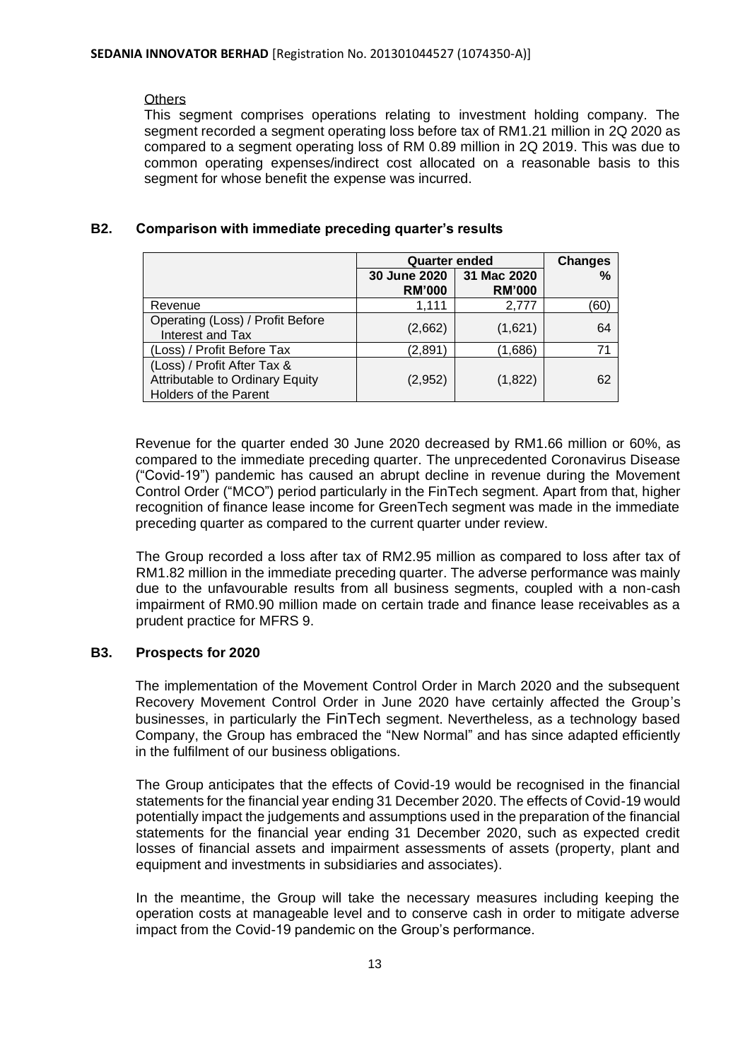#### Others

This segment comprises operations relating to investment holding company. The segment recorded a segment operating loss before tax of RM1.21 million in 2Q 2020 as compared to a segment operating loss of RM 0.89 million in 2Q 2019. This was due to common operating expenses/indirect cost allocated on a reasonable basis to this segment for whose benefit the expense was incurred.

## B2. Comparison with immediate preceding quarter's results

| | Quarter ended | | Changes |
|---|---|---|---|
| | 30 June 2020 RM'000 | 31 Mac 2020 RM'000 | % |
| Revenue | 1,111 | 2,777 | (60) |
| Operating (Loss) / Profit Before Interest and Tax | (2,662) | (1,621) | 64 |
| (Loss) / Profit Before Tax | (2,891) | (1,686) | 71 |
| (Loss) / Profit After Tax & Attributable to Ordinary Equity Holders of the Parent | (2,952) | (1,822) | 62 |

Revenue for the quarter ended 30 June 2020 decreased by RM1.66 million or 60%, as compared to the immediate preceding quarter. The unprecedented Coronavirus Disease ("Covid-19") pandemic has caused an abrupt decline in revenue during the Movement Control Order ("MCO") period particularly in the FinTech segment. Apart from that, higher recognition of finance lease income for GreenTech segment was made in the immediate preceding quarter as compared to the current quarter under review.

The Group recorded a loss after tax of RM2.95 million as compared to loss after tax of RM1.82 million in the immediate preceding quarter. The adverse performance was mainly due to the unfavourable results from all business segments, coupled with a non-cash impairment of RM0.90 million made on certain trade and finance lease receivables as a prudent practice for MFRS 9.

## B3. Prospects for 2020

The implementation of the Movement Control Order in March 2020 and the subsequent Recovery Movement Control Order in June 2020 have certainly affected the Group's businesses, in particularly the FinTech segment. Nevertheless, as a technology based Company, the Group has embraced the "New Normal" and has since adapted efficiently in the fulfilment of our business obligations.

The Group anticipates that the effects of Covid-19 would be recognised in the financial statements for the financial year ending 31 December 2020. The effects of Covid-19 would potentially impact the judgements and assumptions used in the preparation of the financial statements for the financial year ending 31 December 2020, such as expected credit losses of financial assets and impairment assessments of assets (property, plant and equipment and investments in subsidiaries and associates).

In the meantime, the Group will take the necessary measures including keeping the operation costs at manageable level and to conserve cash in order to mitigate adverse impact from the Covid-19 pandemic on the Group's performance.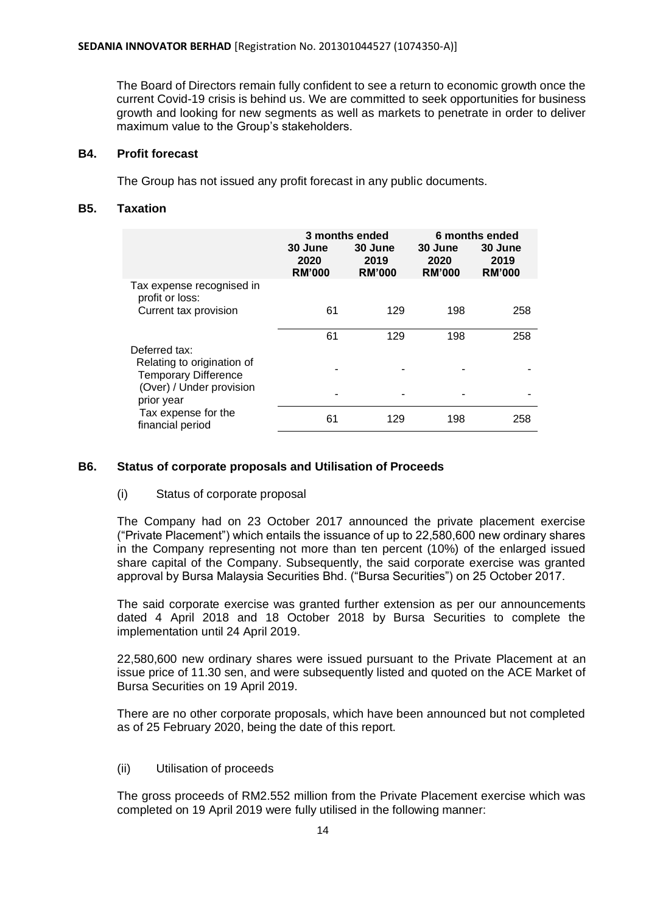The Board of Directors remain fully confident to see a return to economic growth once the current Covid-19 crisis is behind us. We are committed to seek opportunities for business growth and looking for new segments as well as markets to penetrate in order to deliver maximum value to the Group's stakeholders.

### B4. Profit forecast

The Group has not issued any profit forecast in any public documents.

### B5. Taxation

| | 3 months ended | | 6 months ended | |
|---|---|---|---|---|
| | 30 June 2020 RM'000 | 30 June 2019 RM'000 | 30 June 2020 RM'000 | 30 June 2019 RM'000 |
| Tax expense recognised in profit or loss: | | | | |
| Current tax provision | 61 | 129 | 198 | 258 |
| | 61 | 129 | 198 | 258 |
| Deferred tax: | | | | |
| Relating to origination of Temporary Difference | - | - | - | - |
| (Over) / Under provision prior year | - | - | - | - |
| Tax expense for the financial period | 61 | 129 | 198 | 258 |

### B6. Status of corporate proposals and Utilisation of Proceeds

(i) Status of corporate proposal

The Company had on 23 October 2017 announced the private placement exercise ("Private Placement") which entails the issuance of up to 22,580,600 new ordinary shares in the Company representing not more than ten percent (10%) of the enlarged issued share capital of the Company. Subsequently, the said corporate exercise was granted approval by Bursa Malaysia Securities Bhd. ("Bursa Securities") on 25 October 2017.

The said corporate exercise was granted further extension as per our announcements dated 4 April 2018 and 18 October 2018 by Bursa Securities to complete the implementation until 24 April 2019.

22,580,600 new ordinary shares were issued pursuant to the Private Placement at an issue price of 11.30 sen, and were subsequently listed and quoted on the ACE Market of Bursa Securities on 19 April 2019.

There are no other corporate proposals, which have been announced but not completed as of 25 February 2020, being the date of this report.

(ii) Utilisation of proceeds

The gross proceeds of RM2.552 million from the Private Placement exercise which was completed on 19 April 2019 were fully utilised in the following manner: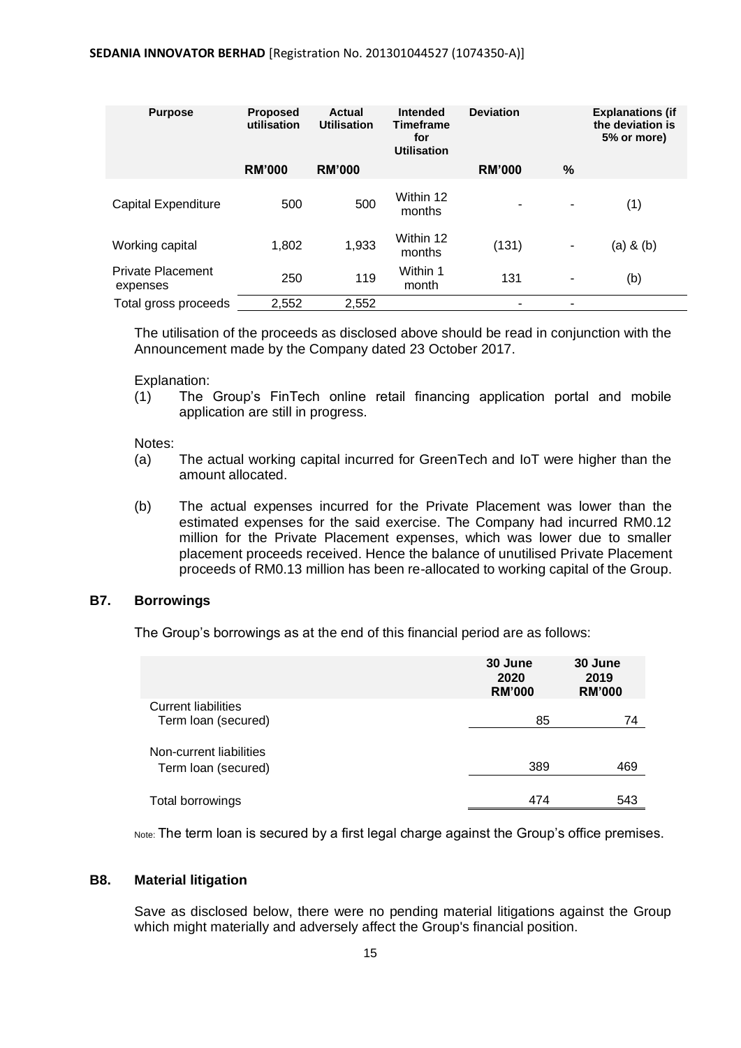| Purpose | Proposed utilisation | Actual Utilisation | Intended Timeframe for Utilisation | Deviation | | Explanations (if the deviation is 5% or more) |
|---|---|---|---|---|---|---|
| | RM'000 | RM'000 | | RM'000 | % | |
| Capital Expenditure | 500 | 500 | Within 12 months | - | - | (1) |
| Working capital | 1,802 | 1,933 | Within 12 months | (131) | - | (a) & (b) |
| Private Placement expenses | 250 | 119 | Within 1 month | 131 | - | (b) |
| Total gross proceeds | 2,552 | 2,552 | | - | - | |

The utilisation of the proceeds as disclosed above should be read in conjunction with the Announcement made by the Company dated 23 October 2017.

Explanation:

(1) The Group's FinTech online retail financing application portal and mobile application are still in progress.

Notes:

(a) The actual working capital incurred for GreenTech and IoT were higher than the amount allocated.

(b) The actual expenses incurred for the Private Placement was lower than the estimated expenses for the said exercise. The Company had incurred RM0.12 million for the Private Placement expenses, which was lower due to smaller placement proceeds received. Hence the balance of unutilised Private Placement proceeds of RM0.13 million has been re-allocated to working capital of the Group.

## B7. Borrowings

The Group's borrowings as at the end of this financial period are as follows:

| | 30 June 2020 RM'000 | 30 June 2019 RM'000 |
|---|---|---|
| Current liabilities | | |
| Term loan (secured) | 85 | 74 |
| Non-current liabilities | | |
| Term loan (secured) | 389 | 469 |
| Total borrowings | 474 | 543 |

Note: The term loan is secured by a first legal charge against the Group's office premises.

## B8. Material litigation

Save as disclosed below, there were no pending material litigations against the Group which might materially and adversely affect the Group's financial position.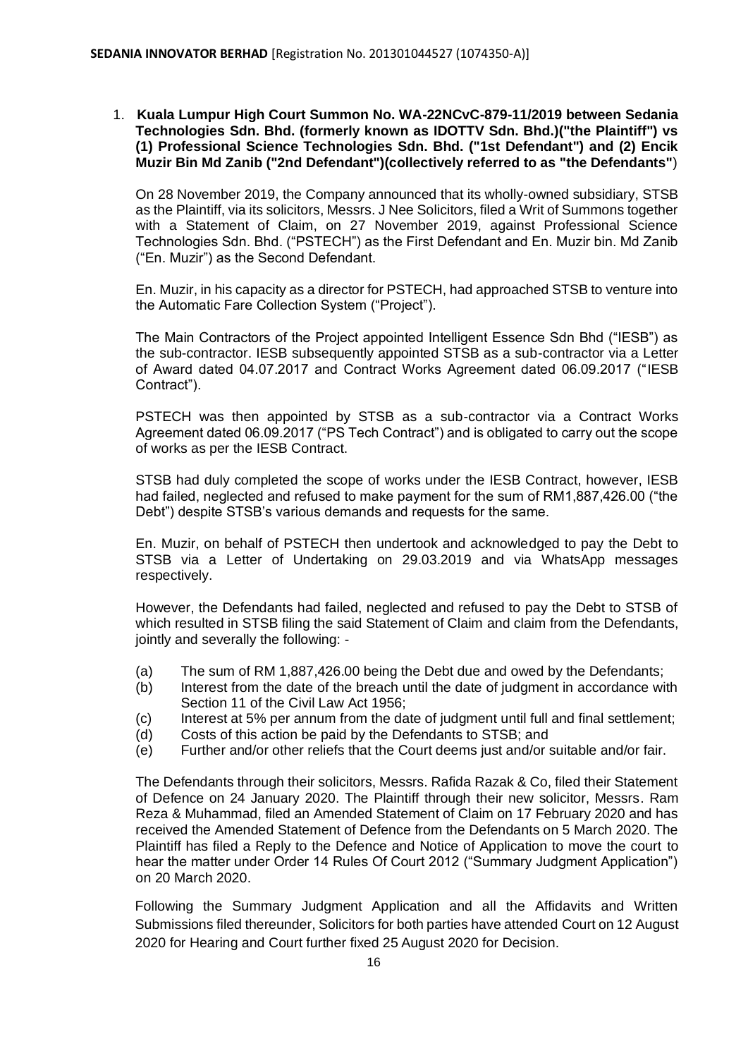1. **Kuala Lumpur High Court Summon No. WA-22NCvC-879-11/2019 between Sedania Technologies Sdn. Bhd. (formerly known as IDOTTV Sdn. Bhd.)("the Plaintiff") vs (1) Professional Science Technologies Sdn. Bhd. ("1st Defendant") and (2) Encik Muzir Bin Md Zanib ("2nd Defendant")(collectively referred to as "the Defendants"**)

   On 28 November 2019, the Company announced that its wholly-owned subsidiary, STSB as the Plaintiff, via its solicitors, Messrs. J Nee Solicitors, filed a Writ of Summons together with a Statement of Claim, on 27 November 2019, against Professional Science Technologies Sdn. Bhd. ("PSTECH") as the First Defendant and En. Muzir bin. Md Zanib ("En. Muzir") as the Second Defendant.

   En. Muzir, in his capacity as a director for PSTECH, had approached STSB to venture into the Automatic Fare Collection System ("Project").

   The Main Contractors of the Project appointed Intelligent Essence Sdn Bhd ("IESB") as the sub-contractor. IESB subsequently appointed STSB as a sub-contractor via a Letter of Award dated 04.07.2017 and Contract Works Agreement dated 06.09.2017 ("IESB Contract").

   PSTECH was then appointed by STSB as a sub-contractor via a Contract Works Agreement dated 06.09.2017 ("PS Tech Contract") and is obligated to carry out the scope of works as per the IESB Contract.

   STSB had duly completed the scope of works under the IESB Contract, however, IESB had failed, neglected and refused to make payment for the sum of RM1,887,426.00 ("the Debt") despite STSB's various demands and requests for the same.

   En. Muzir, on behalf of PSTECH then undertook and acknowledged to pay the Debt to STSB via a Letter of Undertaking on 29.03.2019 and via WhatsApp messages respectively.

   However, the Defendants had failed, neglected and refused to pay the Debt to STSB of which resulted in STSB filing the said Statement of Claim and claim from the Defendants, jointly and severally the following: -

   (a) The sum of RM 1,887,426.00 being the Debt due and owed by the Defendants;
   (b) Interest from the date of the breach until the date of judgment in accordance with Section 11 of the Civil Law Act 1956;
   (c) Interest at 5% per annum from the date of judgment until full and final settlement;
   (d) Costs of this action be paid by the Defendants to STSB; and
   (e) Further and/or other reliefs that the Court deems just and/or suitable and/or fair.

   The Defendants through their solicitors, Messrs. Rafida Razak & Co, filed their Statement of Defence on 24 January 2020. The Plaintiff through their new solicitor, Messrs. Ram Reza & Muhammad, filed an Amended Statement of Claim on 17 February 2020 and has received the Amended Statement of Defence from the Defendants on 5 March 2020. The Plaintiff has filed a Reply to the Defence and Notice of Application to move the court to hear the matter under Order 14 Rules Of Court 2012 ("Summary Judgment Application") on 20 March 2020.

   Following the Summary Judgment Application and all the Affidavits and Written Submissions filed thereunder, Solicitors for both parties have attended Court on 12 August 2020 for Hearing and Court further fixed 25 August 2020 for Decision.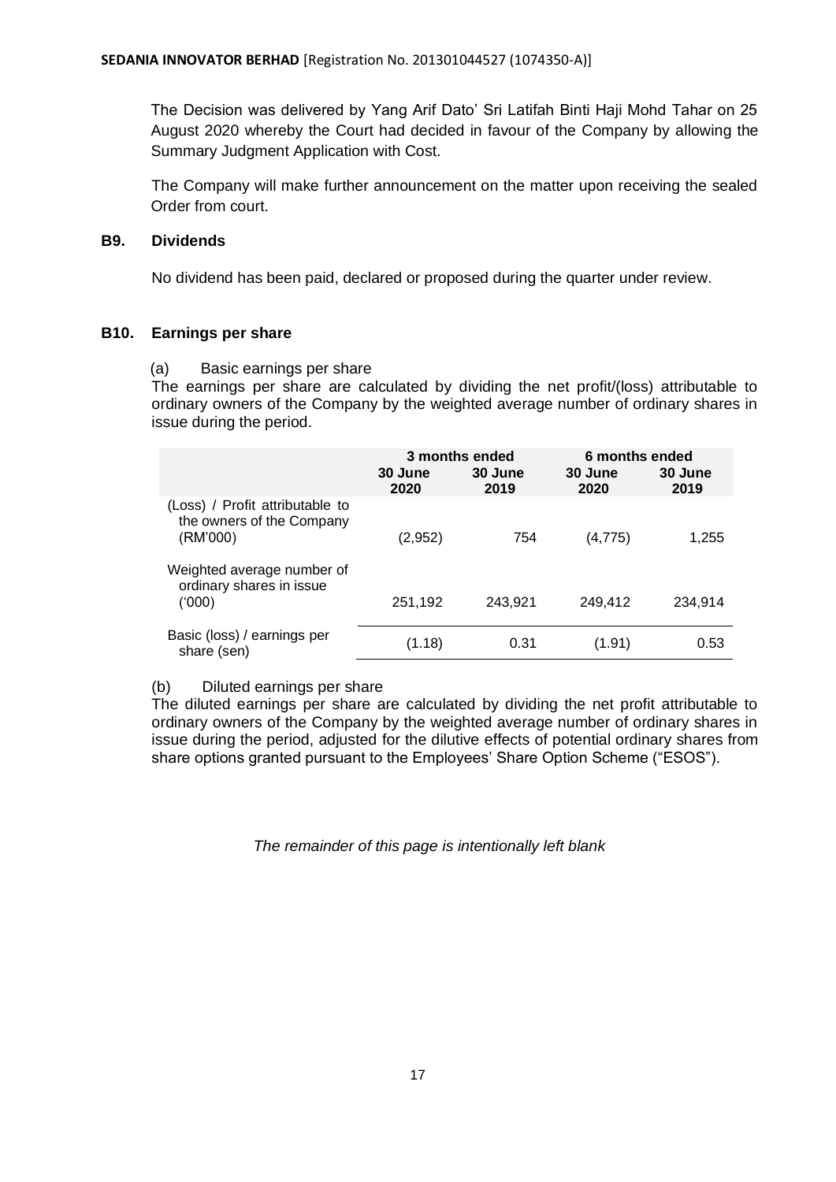The Decision was delivered by Yang Arif Dato' Sri Latifah Binti Haji Mohd Tahar on 25 August 2020 whereby the Court had decided in favour of the Company by allowing the Summary Judgment Application with Cost.

The Company will make further announcement on the matter upon receiving the sealed Order from court.

## B9. Dividends

No dividend has been paid, declared or proposed during the quarter under review.

## B10. Earnings per share

(a) Basic earnings per share

The earnings per share are calculated by dividing the net profit/(loss) attributable to ordinary owners of the Company by the weighted average number of ordinary shares in issue during the period.

| | 3 months ended | | 6 months ended | |
|---|---|---|---|---|
| | **30 June 2020** | **30 June 2019** | **30 June 2020** | **30 June 2019** |
| (Loss) / Profit attributable to the owners of the Company (RM'000) | (2,952) | 754 | (4,775) | 1,255 |
| Weighted average number of ordinary shares in issue ('000) | 251,192 | 243,921 | 249,412 | 234,914 |
| Basic (loss) / earnings per share (sen) | (1.18) | 0.31 | (1.91) | 0.53 |

(b) Diluted earnings per share

The diluted earnings per share are calculated by dividing the net profit attributable to ordinary owners of the Company by the weighted average number of ordinary shares in issue during the period, adjusted for the dilutive effects of potential ordinary shares from share options granted pursuant to the Employees' Share Option Scheme ("ESOS").

*The remainder of this page is intentionally left blank*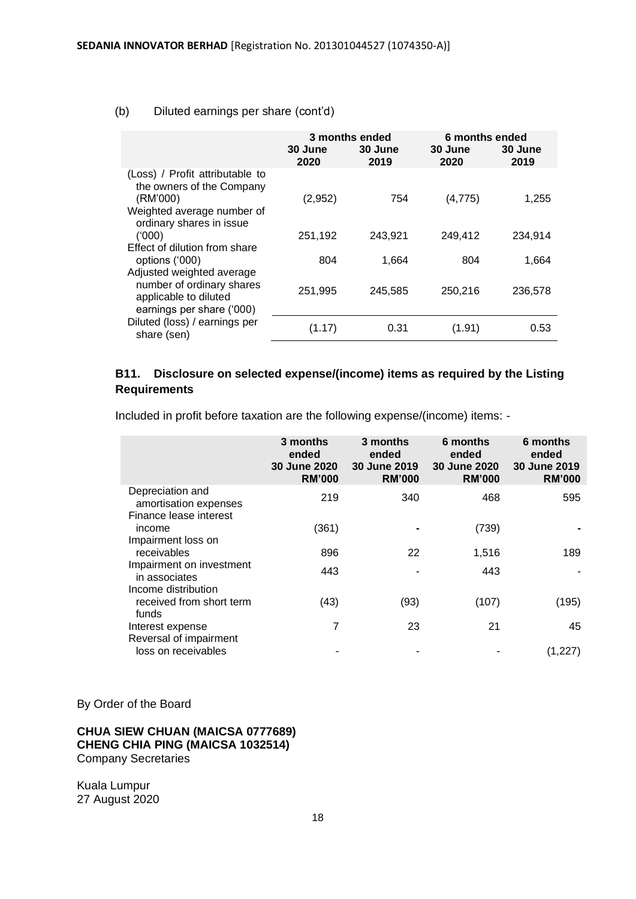(b) Diluted earnings per share (cont'd)

| | 3 months ended | | 6 months ended | |
|---|---|---|---|---|
| | 30 June 2020 | 30 June 2019 | 30 June 2020 | 30 June 2019 |
| (Loss) / Profit attributable to the owners of the Company (RM'000) | (2,952) | 754 | (4,775) | 1,255 |
| Weighted average number of ordinary shares in issue ('000) | 251,192 | 243,921 | 249,412 | 234,914 |
| Effect of dilution from share options ('000) | 804 | 1,664 | 804 | 1,664 |
| Adjusted weighted average number of ordinary shares applicable to diluted earnings per share ('000) | 251,995 | 245,585 | 250,216 | 236,578 |
| Diluted (loss) / earnings per share (sen) | (1.17) | 0.31 | (1.91) | 0.53 |

## B11. Disclosure on selected expense/(income) items as required by the Listing Requirements

Included in profit before taxation are the following expense/(income) items: -

| | 3 months ended 30 June 2020 RM'000 | 3 months ended 30 June 2019 RM'000 | 6 months ended 30 June 2020 RM'000 | 6 months ended 30 June 2019 RM'000 |
|---|---|---|---|---|
| Depreciation and amortisation expenses | 219 | 340 | 468 | 595 |
| Finance lease interest income | (361) | - | (739) | - |
| Impairment loss on receivables | 896 | 22 | 1,516 | 189 |
| Impairment on investment in associates | 443 | - | 443 | - |
| Income distribution received from short term funds | (43) | (93) | (107) | (195) |
| Interest expense | 7 | 23 | 21 | 45 |
| Reversal of impairment loss on receivables | - | - | - | (1,227) |

By Order of the Board

**CHUA SIEW CHUAN (MAICSA 0777689)**
**CHENG CHIA PING (MAICSA 1032514)**
Company Secretaries

Kuala Lumpur
27 August 2020